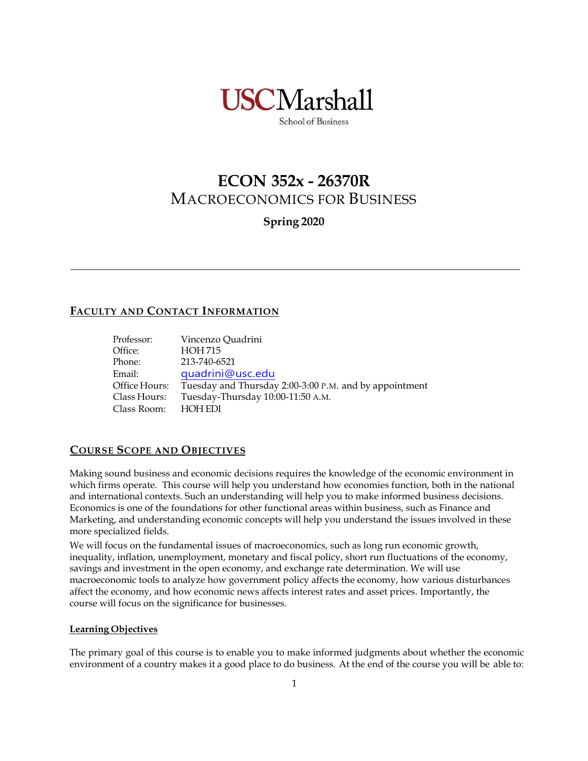USC Marshall
School of Business

# ECON 352x - 26370R
## MACROECONOMICS FOR BUSINESS

**Spring 2020**

---

## FACULTY AND CONTACT INFORMATION

| | |
|---|---|
| Professor: | Vincenzo Quadrini |
| Office: | HOH 715 |
| Phone: | 213-740-6521 |
| Email: | quadrini@usc.edu |
| Office Hours: | Tuesday and Thursday 2:00-3:00 P.M. and by appointment |
| Class Hours: | Tuesday-Thursday 10:00-11:50 A.M. |
| Class Room: | HOH EDI |

## COURSE SCOPE AND OBJECTIVES

Making sound business and economic decisions requires the knowledge of the economic environment in which firms operate. This course will help you understand how economies function, both in the national and international contexts. Such an understanding will help you to make informed business decisions. Economics is one of the foundations for other functional areas within business, such as Finance and Marketing, and understanding economic concepts will help you understand the issues involved in these more specialized fields.

We will focus on the fundamental issues of macroeconomics, such as long run economic growth, inequality, inflation, unemployment, monetary and fiscal policy, short run fluctuations of the economy, savings and investment in the open economy, and exchange rate determination. We will use macroeconomic tools to analyze how government policy affects the economy, how various disturbances affect the economy, and how economic news affects interest rates and asset prices. Importantly, the course will focus on the significance for businesses.

### Learning Objectives

The primary goal of this course is to enable you to make informed judgments about whether the economic environment of a country makes it a good place to do business. At the end of the course you will be able to: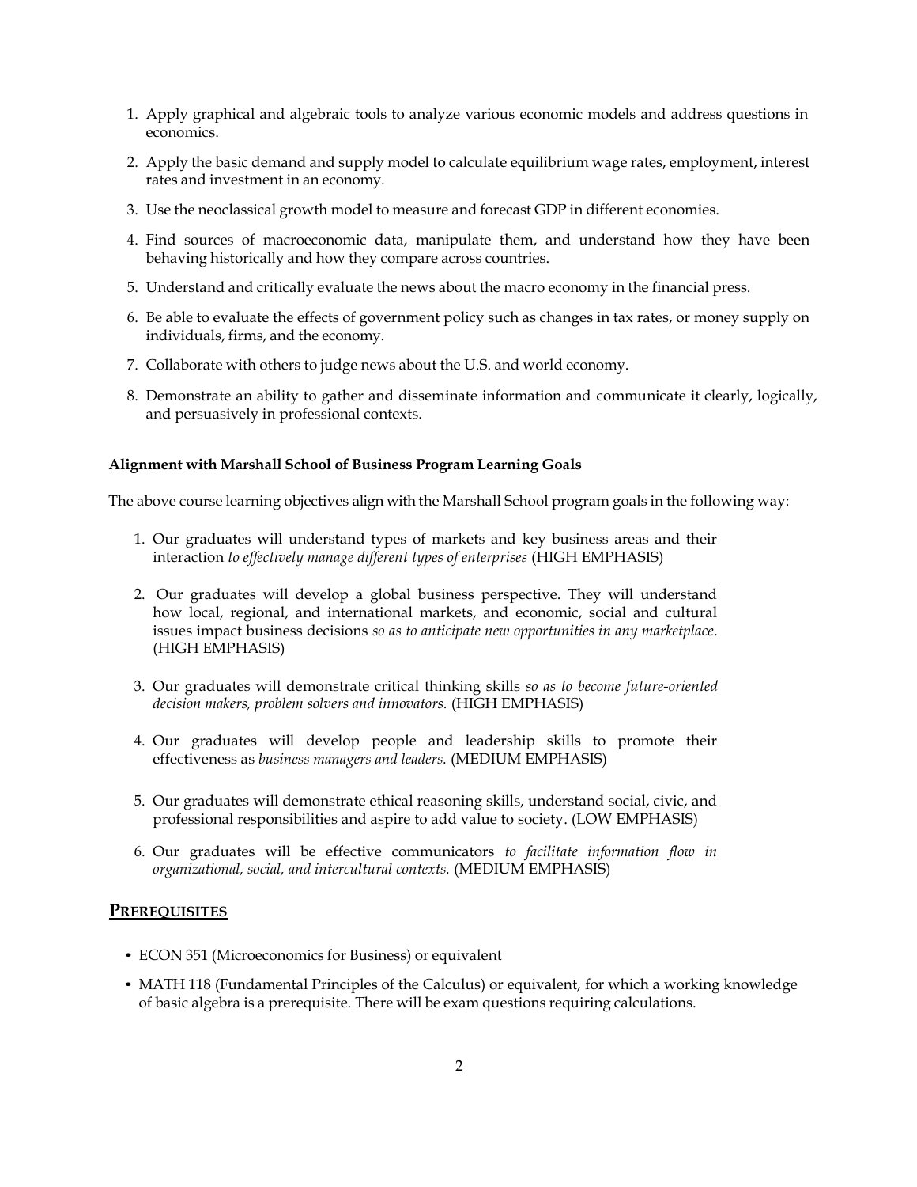1. Apply graphical and algebraic tools to analyze various economic models and address questions in economics.
2. Apply the basic demand and supply model to calculate equilibrium wage rates, employment, interest rates and investment in an economy.
3. Use the neoclassical growth model to measure and forecast GDP in different economies.
4. Find sources of macroeconomic data, manipulate them, and understand how they have been behaving historically and how they compare across countries.
5. Understand and critically evaluate the news about the macro economy in the financial press.
6. Be able to evaluate the effects of government policy such as changes in tax rates, or money supply on individuals, firms, and the economy.
7. Collaborate with others to judge news about the U.S. and world economy.
8. Demonstrate an ability to gather and disseminate information and communicate it clearly, logically, and persuasively in professional contexts.

**Alignment with Marshall School of Business Program Learning Goals**

The above course learning objectives align with the Marshall School program goals in the following way:

1. Our graduates will understand types of markets and key business areas and their interaction *to effectively manage different types of enterprises* (HIGH EMPHASIS)
2. Our graduates will develop a global business perspective. They will understand how local, regional, and international markets, and economic, social and cultural issues impact business decisions *so as to anticipate new opportunities in any marketplace*. (HIGH EMPHASIS)
3. Our graduates will demonstrate critical thinking skills *so as to become future-oriented decision makers, problem solvers and innovators.* (HIGH EMPHASIS)
4. Our graduates will develop people and leadership skills to promote their effectiveness as *business managers and leaders.* (MEDIUM EMPHASIS)
5. Our graduates will demonstrate ethical reasoning skills, understand social, civic, and professional responsibilities and aspire to add value to society. (LOW EMPHASIS)
6. Our graduates will be effective communicators *to facilitate information flow in organizational, social, and intercultural contexts.* (MEDIUM EMPHASIS)

## PREREQUISITES

- ECON 351 (Microeconomics for Business) or equivalent
- MATH 118 (Fundamental Principles of the Calculus) or equivalent, for which a working knowledge of basic algebra is a prerequisite. There will be exam questions requiring calculations.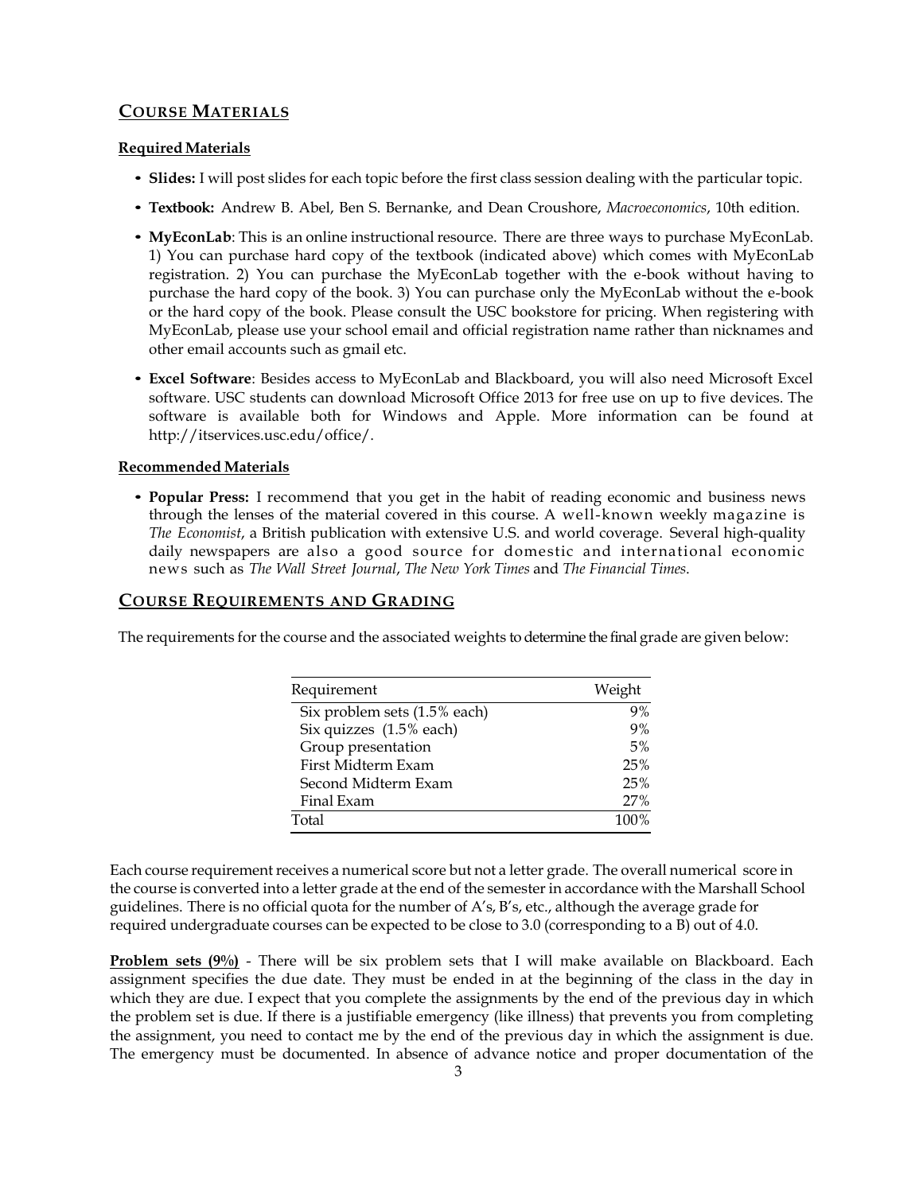## COURSE MATERIALS

**Required Materials**

- **Slides:** I will post slides for each topic before the first class session dealing with the particular topic.
- **Textbook:** Andrew B. Abel, Ben S. Bernanke, and Dean Croushore, *Macroeconomics*, 10th edition.
- **MyEconLab**: This is an online instructional resource. There are three ways to purchase MyEconLab. 1) You can purchase hard copy of the textbook (indicated above) which comes with MyEconLab registration. 2) You can purchase the MyEconLab together with the e-book without having to purchase the hard copy of the book. 3) You can purchase only the MyEconLab without the e-book or the hard copy of the book. Please consult the USC bookstore for pricing. When registering with MyEconLab, please use your school email and official registration name rather than nicknames and other email accounts such as gmail etc.
- **Excel Software**: Besides access to MyEconLab and Blackboard, you will also need Microsoft Excel software. USC students can download Microsoft Office 2013 for free use on up to five devices. The software is available both for Windows and Apple. More information can be found at http://itservices.usc.edu/office/.

**Recommended Materials**

- **Popular Press:** I recommend that you get in the habit of reading economic and business news through the lenses of the material covered in this course. A well-known weekly magazine is *The Economist*, a British publication with extensive U.S. and world coverage. Several high-quality daily newspapers are also a good source for domestic and international economic news such as *The Wall Street Journal*, *The New York Times* and *The Financial Times*.

## COURSE REQUIREMENTS AND GRADING

The requirements for the course and the associated weights to determine the final grade are given below:

| Requirement | Weight |
|---|---|
| Six problem sets (1.5% each) | 9% |
| Six quizzes (1.5% each) | 9% |
| Group presentation | 5% |
| First Midterm Exam | 25% |
| Second Midterm Exam | 25% |
| Final Exam | 27% |
| Total | 100% |

Each course requirement receives a numerical score but not a letter grade. The overall numerical score in the course is converted into a letter grade at the end of the semester in accordance with the Marshall School guidelines. There is no official quota for the number of A's, B's, etc., although the average grade for required undergraduate courses can be expected to be close to 3.0 (corresponding to a B) out of 4.0.

**Problem sets (9%)** - There will be six problem sets that I will make available on Blackboard. Each assignment specifies the due date. They must be ended in at the beginning of the class in the day in which they are due. I expect that you complete the assignments by the end of the previous day in which the problem set is due. If there is a justifiable emergency (like illness) that prevents you from completing the assignment, you need to contact me by the end of the previous day in which the assignment is due. The emergency must be documented. In absence of advance notice and proper documentation of the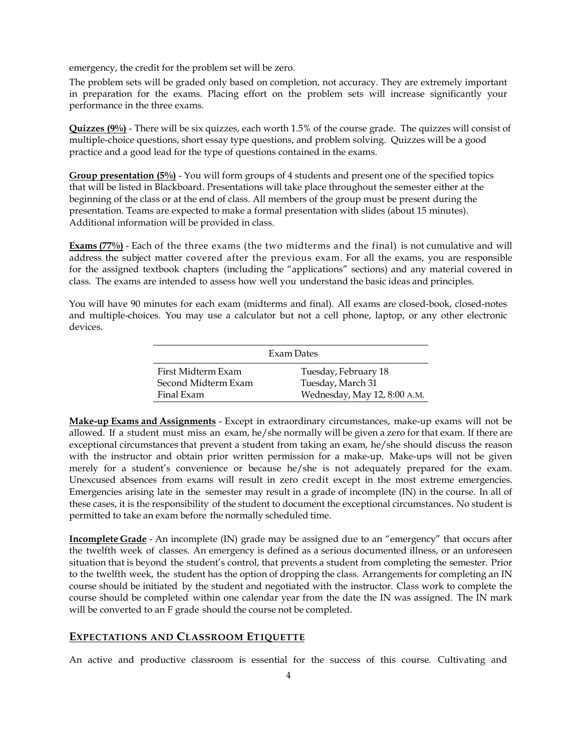emergency, the credit for the problem set will be zero.

The problem sets will be graded only based on completion, not accuracy. They are extremely important in preparation for the exams. Placing effort on the problem sets will increase significantly your performance in the three exams.

**Quizzes (9%)** - There will be six quizzes, each worth 1.5% of the course grade. The quizzes will consist of multiple-choice questions, short essay type questions, and problem solving. Quizzes will be a good practice and a good lead for the type of questions contained in the exams.

**Group presentation (5%)** - You will form groups of 4 students and present one of the specified topics that will be listed in Blackboard. Presentations will take place throughout the semester either at the beginning of the class or at the end of class. All members of the group must be present during the presentation. Teams are expected to make a formal presentation with slides (about 15 minutes). Additional information will be provided in class.

**Exams (77%)** - Each of the three exams (the two midterms and the final) is not cumulative and will address the subject matter covered after the previous exam. For all the exams, you are responsible for the assigned textbook chapters (including the "applications" sections) and any material covered in class. The exams are intended to assess how well you understand the basic ideas and principles.

You will have 90 minutes for each exam (midterms and final). All exams are closed-book, closed-notes and multiple-choices. You may use a calculator but not a cell phone, laptop, or any other electronic devices.

| Exam Dates | |
|---|---|
| First Midterm Exam | Tuesday, February 18 |
| Second Midterm Exam | Tuesday, March 31 |
| Final Exam | Wednesday, May 12, 8:00 A.M. |

**Make-up Exams and Assignments** - Except in extraordinary circumstances, make-up exams will not be allowed. If a student must miss an exam, he/she normally will be given a zero for that exam. If there are exceptional circumstances that prevent a student from taking an exam, he/she should discuss the reason with the instructor and obtain prior written permission for a make-up. Make-ups will not be given merely for a student's convenience or because he/she is not adequately prepared for the exam. Unexcused absences from exams will result in zero credit except in the most extreme emergencies. Emergencies arising late in the semester may result in a grade of incomplete (IN) in the course. In all of these cases, it is the responsibility of the student to document the exceptional circumstances. No student is permitted to take an exam before the normally scheduled time.

**Incomplete Grade** - An incomplete (IN) grade may be assigned due to an "emergency" that occurs after the twelfth week of classes. An emergency is defined as a serious documented illness, or an unforeseen situation that is beyond the student's control, that prevents a student from completing the semester. Prior to the twelfth week, the student has the option of dropping the class. Arrangements for completing an IN course should be initiated by the student and negotiated with the instructor. Class work to complete the course should be completed within one calendar year from the date the IN was assigned. The IN mark will be converted to an F grade should the course not be completed.

## EXPECTATIONS AND CLASSROOM ETIQUETTE

An active and productive classroom is essential for the success of this course. Cultivating and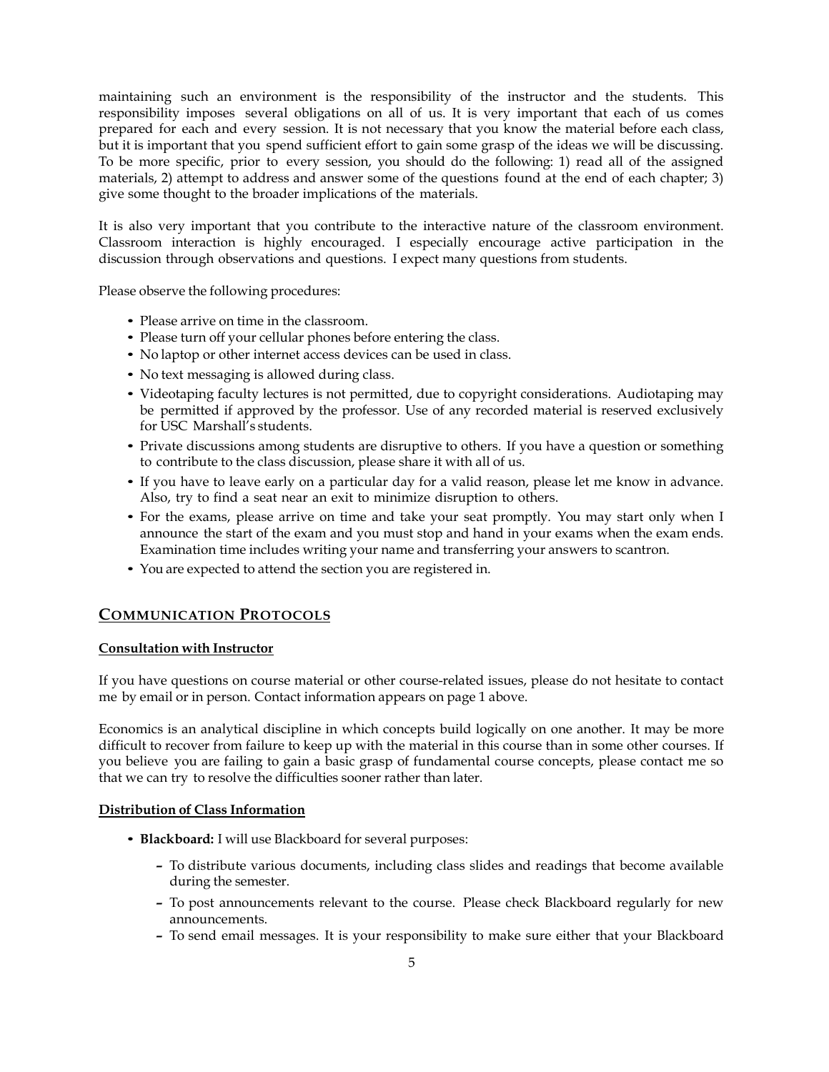maintaining such an environment is the responsibility of the instructor and the students. This responsibility imposes several obligations on all of us. It is very important that each of us comes prepared for each and every session. It is not necessary that you know the material before each class, but it is important that you spend sufficient effort to gain some grasp of the ideas we will be discussing. To be more specific, prior to every session, you should do the following: 1) read all of the assigned materials, 2) attempt to address and answer some of the questions found at the end of each chapter; 3) give some thought to the broader implications of the materials.

It is also very important that you contribute to the interactive nature of the classroom environment. Classroom interaction is highly encouraged. I especially encourage active participation in the discussion through observations and questions. I expect many questions from students.

Please observe the following procedures:

- Please arrive on time in the classroom.
- Please turn off your cellular phones before entering the class.
- No laptop or other internet access devices can be used in class.
- No text messaging is allowed during class.
- Videotaping faculty lectures is not permitted, due to copyright considerations. Audiotaping may be permitted if approved by the professor. Use of any recorded material is reserved exclusively for USC Marshall's students.
- Private discussions among students are disruptive to others. If you have a question or something to contribute to the class discussion, please share it with all of us.
- If you have to leave early on a particular day for a valid reason, please let me know in advance. Also, try to find a seat near an exit to minimize disruption to others.
- For the exams, please arrive on time and take your seat promptly. You may start only when I announce the start of the exam and you must stop and hand in your exams when the exam ends. Examination time includes writing your name and transferring your answers to scantron.
- You are expected to attend the section you are registered in.

## COMMUNICATION PROTOCOLS

### Consultation with Instructor

If you have questions on course material or other course-related issues, please do not hesitate to contact me by email or in person. Contact information appears on page 1 above.

Economics is an analytical discipline in which concepts build logically on one another. It may be more difficult to recover from failure to keep up with the material in this course than in some other courses. If you believe you are failing to gain a basic grasp of fundamental course concepts, please contact me so that we can try to resolve the difficulties sooner rather than later.

### Distribution of Class Information

- **Blackboard:** I will use Blackboard for several purposes:
  - To distribute various documents, including class slides and readings that become available during the semester.
  - To post announcements relevant to the course. Please check Blackboard regularly for new announcements.
  - To send email messages. It is your responsibility to make sure either that your Blackboard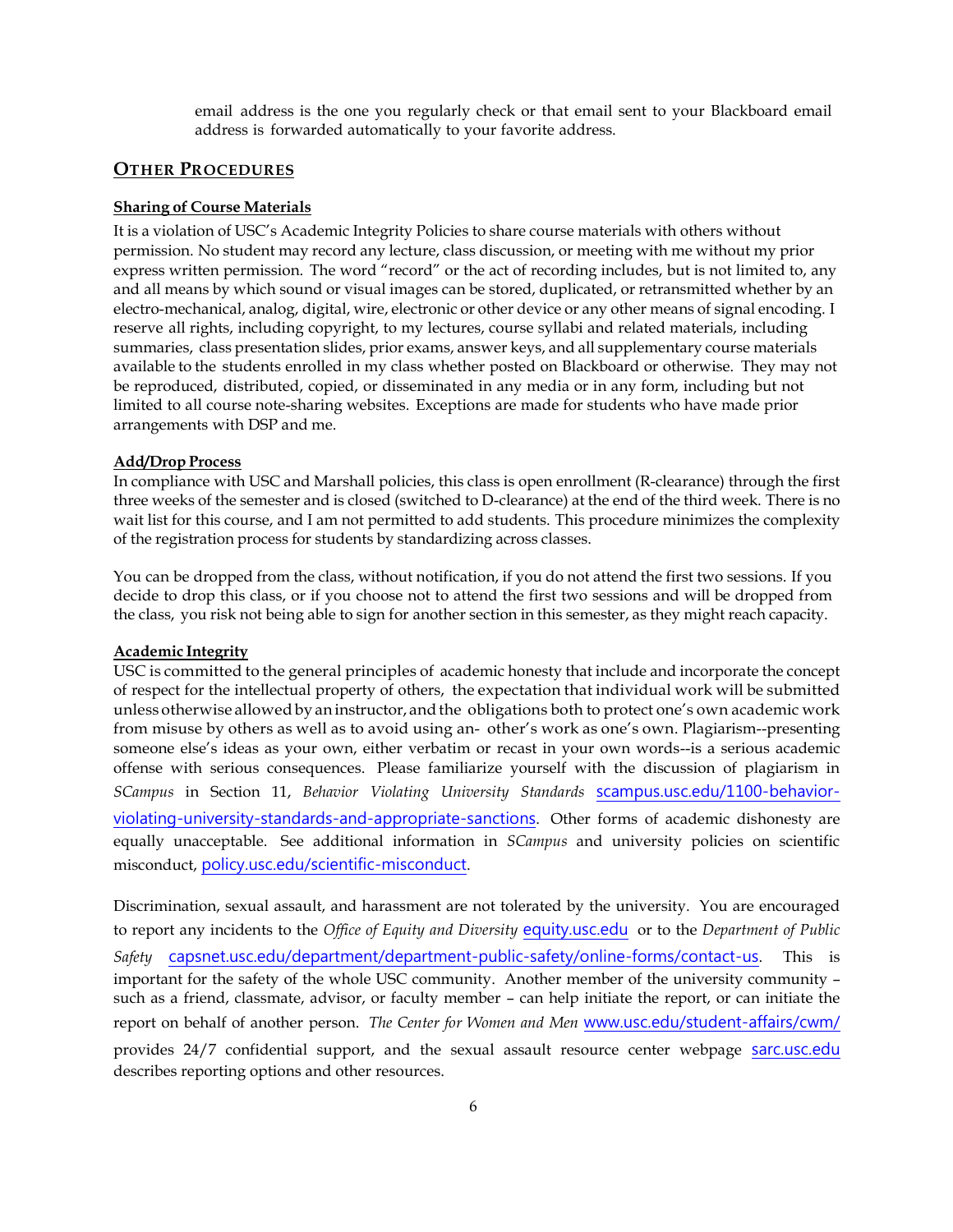email address is the one you regularly check or that email sent to your Blackboard email address is forwarded automatically to your favorite address.

## Other Procedures

### Sharing of Course Materials

It is a violation of USC's Academic Integrity Policies to share course materials with others without permission. No student may record any lecture, class discussion, or meeting with me without my prior express written permission. The word "record" or the act of recording includes, but is not limited to, any and all means by which sound or visual images can be stored, duplicated, or retransmitted whether by an electro-mechanical, analog, digital, wire, electronic or other device or any other means of signal encoding. I reserve all rights, including copyright, to my lectures, course syllabi and related materials, including summaries, class presentation slides, prior exams, answer keys, and all supplementary course materials available to the students enrolled in my class whether posted on Blackboard or otherwise. They may not be reproduced, distributed, copied, or disseminated in any media or in any form, including but not limited to all course note-sharing websites. Exceptions are made for students who have made prior arrangements with DSP and me.

### Add/Drop Process

In compliance with USC and Marshall policies, this class is open enrollment (R-clearance) through the first three weeks of the semester and is closed (switched to D-clearance) at the end of the third week. There is no wait list for this course, and I am not permitted to add students. This procedure minimizes the complexity of the registration process for students by standardizing across classes.

You can be dropped from the class, without notification, if you do not attend the first two sessions. If you decide to drop this class, or if you choose not to attend the first two sessions and will be dropped from the class, you risk not being able to sign for another section in this semester, as they might reach capacity.

### Academic Integrity

USC is committed to the general principles of academic honesty that include and incorporate the concept of respect for the intellectual property of others, the expectation that individual work will be submitted unless otherwise allowed by an instructor, and the obligations both to protect one's own academic work from misuse by others as well as to avoid using another's work as one's own. Plagiarism--presenting someone else's ideas as your own, either verbatim or recast in your own words--is a serious academic offense with serious consequences. Please familiarize yourself with the discussion of plagiarism in *SCampus* in Section 11, *Behavior Violating University Standards* scampus.usc.edu/1100-behavior-violating-university-standards-and-appropriate-sanctions. Other forms of academic dishonesty are equally unacceptable. See additional information in *SCampus* and university policies on scientific misconduct, policy.usc.edu/scientific-misconduct.

Discrimination, sexual assault, and harassment are not tolerated by the university. You are encouraged to report any incidents to the *Office of Equity and Diversity* equity.usc.edu or to the *Department of Public Safety* capsnet.usc.edu/department/department-public-safety/online-forms/contact-us. This is important for the safety of the whole USC community. Another member of the university community – such as a friend, classmate, advisor, or faculty member – can help initiate the report, or can initiate the report on behalf of another person. *The Center for Women and Men* www.usc.edu/student-affairs/cwm/ provides 24/7 confidential support, and the sexual assault resource center webpage sarc.usc.edu describes reporting options and other resources.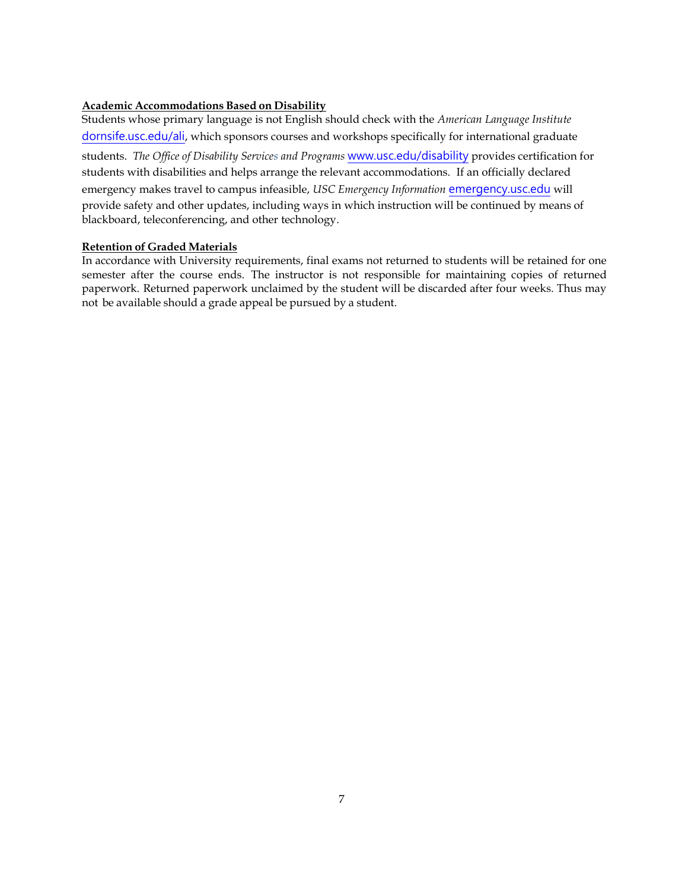**Academic Accommodations Based on Disability**

Students whose primary language is not English should check with the *American Language Institute* dornsife.usc.edu/ali, which sponsors courses and workshops specifically for international graduate students. *The Office of Disability Services and Programs* www.usc.edu/disability provides certification for students with disabilities and helps arrange the relevant accommodations. If an officially declared emergency makes travel to campus infeasible, *USC Emergency Information* emergency.usc.edu will provide safety and other updates, including ways in which instruction will be continued by means of blackboard, teleconferencing, and other technology.

**Retention of Graded Materials**

In accordance with University requirements, final exams not returned to students will be retained for one semester after the course ends. The instructor is not responsible for maintaining copies of returned paperwork. Returned paperwork unclaimed by the student will be discarded after four weeks. Thus may not be available should a grade appeal be pursued by a student.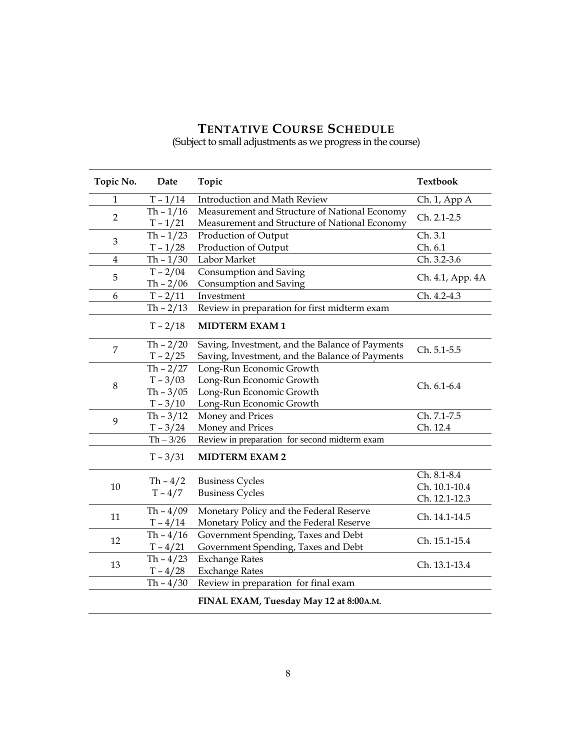# TENTATIVE COURSE SCHEDULE

(Subject to small adjustments as we progress in the course)

| Topic No. | Date | Topic | Textbook |
|---|---|---|---|
| 1 | T – 1/14 | Introduction and Math Review | Ch. 1, App A |
| 2 | Th – 1/16 | Measurement and Structure of National Economy | Ch. 2.1-2.5 |
| | T – 1/21 | Measurement and Structure of National Economy | |
| 3 | Th – 1/23 | Production of Output | Ch. 3.1 |
| | T – 1/28 | Production of Output | Ch. 6.1 |
| 4 | Th – 1/30 | Labor Market | Ch. 3.2-3.6 |
| 5 | T – 2/04 | Consumption and Saving | Ch. 4.1, App. 4A |
| | Th – 2/06 | Consumption and Saving | |
| 6 | T – 2/11 | Investment | Ch. 4.2-4.3 |
| | Th – 2/13 | Review in preparation for first midterm exam | |
| | T – 2/18 | **MIDTERM EXAM 1** | |
| 7 | Th – 2/20 | Saving, Investment, and the Balance of Payments | Ch. 5.1-5.5 |
| | T – 2/25 | Saving, Investment, and the Balance of Payments | |
| 8 | Th – 2/27 | Long-Run Economic Growth | Ch. 6.1-6.4 |
| | T – 3/03 | Long-Run Economic Growth | |
| | Th – 3/05 | Long-Run Economic Growth | |
| | T – 3/10 | Long-Run Economic Growth | |
| 9 | Th – 3/12 | Money and Prices | Ch. 7.1-7.5 |
| | T – 3/24 | Money and Prices | Ch. 12.4 |
| | Th – 3/26 | Review in preparation for second midterm exam | |
| | T – 3/31 | **MIDTERM EXAM 2** | |
| 10 | Th – 4/2 | Business Cycles | Ch. 8.1-8.4 |
| | T – 4/7 | Business Cycles | Ch. 10.1-10.4 |
| | | | Ch. 12.1-12.3 |
| 11 | Th – 4/09 | Monetary Policy and the Federal Reserve | Ch. 14.1-14.5 |
| | T – 4/14 | Monetary Policy and the Federal Reserve | |
| 12 | Th – 4/16 | Government Spending, Taxes and Debt | Ch. 15.1-15.4 |
| | T – 4/21 | Government Spending, Taxes and Debt | |
| 13 | Th – 4/23 | Exchange Rates | Ch. 13.1-13.4 |
| | T – 4/28 | Exchange Rates | |
| | Th – 4/30 | Review in preparation for final exam | |
| | | **FINAL EXAM, Tuesday May 12 at 8:00A.M.** | |